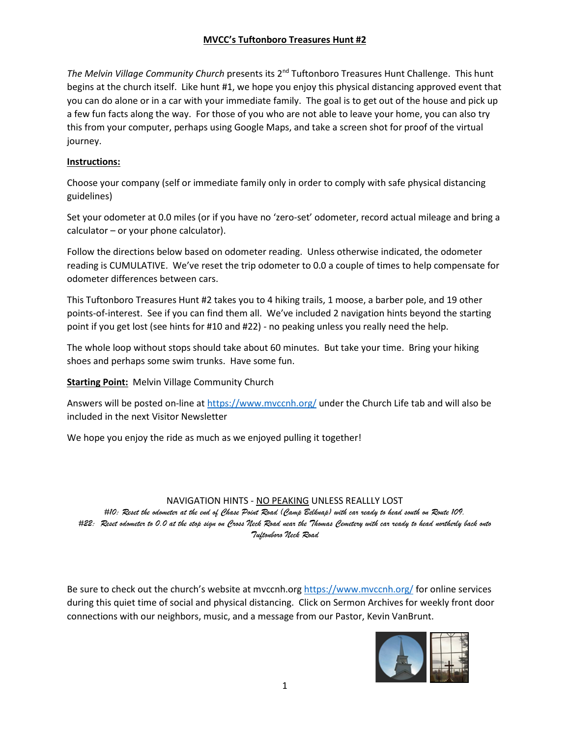# MVCC's Tuftonboro Treasures Hunt #2

*The Melvin Village Community Church* presents its 2nd Tuftonboro Treasures Hunt Challenge. This hunt begins at the church itself. Like hunt #1, we hope you enjoy this physical distancing approved event that you can do alone or in a car with your immediate family. The goal is to get out of the house and pick up a few fun facts along the way. For those of you who are not able to leave your home, you can also try this from your computer, perhaps using Google Maps, and take a screen shot for proof of the virtual journey.

**Instructions:**

Choose your company (self or immediate family only in order to comply with safe physical distancing guidelines)

Set your odometer at 0.0 miles (or if you have no 'zero-set' odometer, record actual mileage and bring a calculator – or your phone calculator).

Follow the directions below based on odometer reading. Unless otherwise indicated, the odometer reading is CUMULATIVE. We've reset the trip odometer to 0.0 a couple of times to help compensate for odometer differences between cars.

This Tuftonboro Treasures Hunt #2 takes you to 4 hiking trails, 1 moose, a barber pole, and 19 other points-of-interest. See if you can find them all. We've included 2 navigation hints beyond the starting point if you get lost (see hints for #10 and #22) - no peaking unless you really need the help.

The whole loop without stops should take about 60 minutes. But take your time. Bring your hiking shoes and perhaps some swim trunks. Have some fun.

**Starting Point:** Melvin Village Community Church

Answers will be posted on-line at https://www.mvccnh.org/ under the Church Life tab and will also be included in the next Visitor Newsletter

We hope you enjoy the ride as much as we enjoyed pulling it together!

NAVIGATION HINTS - NO PEAKING UNLESS REALLLY LOST

*#10: Reset the odometer at the end of Chase Point Road (Camp Belknap) with car ready to head south on Route 109.*

*#22: Reset odometer to 0.0 at the stop sign on Cross Neck Road near the Thomas Cemetery with car ready to head northerly back onto Tuftonboro Neck Road*

Be sure to check out the church's website at mvccnh.org https://www.mvccnh.org/ for online services during this quiet time of social and physical distancing. Click on Sermon Archives for weekly front door connections with our neighbors, music, and a message from our Pastor, Kevin VanBrunt.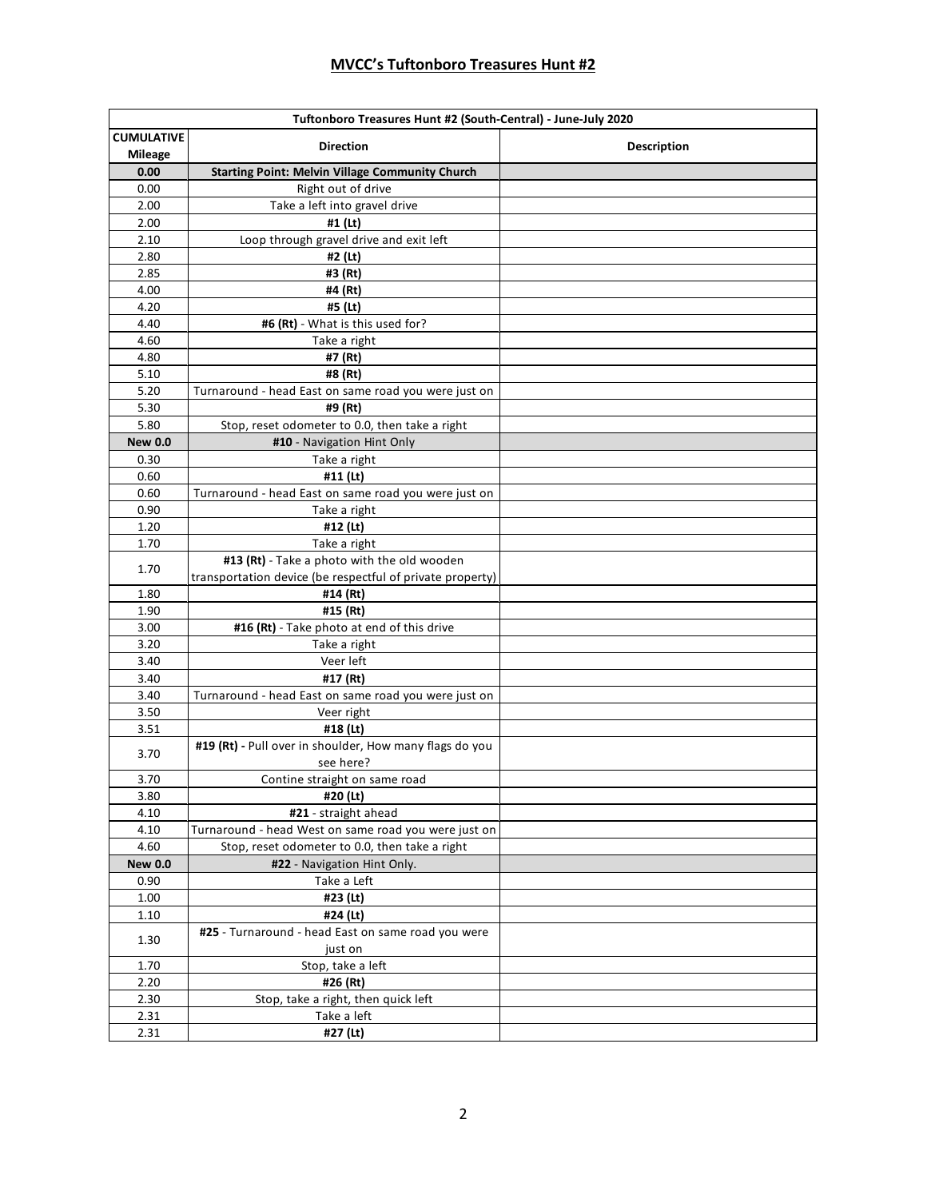## MVCC's Tuftonboro Treasures Hunt #2

| Tuftonboro Treasures Hunt #2 (South-Central) - June-July 2020 | | |
|---|---|---|
| **CUMULATIVE Mileage** | **Direction** | **Description** |
| **0.00** | **Starting Point: Melvin Village Community Church** | |
| 0.00 | Right out of drive | |
| 2.00 | Take a left into gravel drive | |
| 2.00 | **#1 (Lt)** | |
| 2.10 | Loop through gravel drive and exit left | |
| 2.80 | **#2 (Lt)** | |
| 2.85 | **#3 (Rt)** | |
| 4.00 | **#4 (Rt)** | |
| 4.20 | **#5 (Lt)** | |
| 4.40 | **#6 (Rt)** - What is this used for? | |
| 4.60 | Take a right | |
| 4.80 | **#7 (Rt)** | |
| 5.10 | **#8 (Rt)** | |
| 5.20 | Turnaround - head East on same road you were just on | |
| 5.30 | **#9 (Rt)** | |
| 5.80 | Stop, reset odometer to 0.0, then take a right | |
| **New 0.0** | **#10** - Navigation Hint Only | |
| 0.30 | Take a right | |
| 0.60 | **#11 (Lt)** | |
| 0.60 | Turnaround - head East on same road you were just on | |
| 0.90 | Take a right | |
| 1.20 | **#12 (Lt)** | |
| 1.70 | Take a right | |
| 1.70 | **#13 (Rt)** - Take a photo with the old wooden transportation device (be respectful of private property) | |
| 1.80 | **#14 (Rt)** | |
| 1.90 | **#15 (Rt)** | |
| 3.00 | **#16 (Rt)** - Take photo at end of this drive | |
| 3.20 | Take a right | |
| 3.40 | Veer left | |
| 3.40 | **#17 (Rt)** | |
| 3.40 | Turnaround - head East on same road you were just on | |
| 3.50 | Veer right | |
| 3.51 | **#18 (Lt)** | |
| 3.70 | **#19 (Rt) -** Pull over in shoulder, How many flags do you see here? | |
| 3.70 | Contine straight on same road | |
| 3.80 | **#20 (Lt)** | |
| 4.10 | **#21** - straight ahead | |
| 4.10 | Turnaround - head West on same road you were just on | |
| 4.60 | Stop, reset odometer to 0.0, then take a right | |
| **New 0.0** | **#22** - Navigation Hint Only. | |
| 0.90 | Take a Left | |
| 1.00 | **#23 (Lt)** | |
| 1.10 | **#24 (Lt)** | |
| 1.30 | **#25** - Turnaround - head East on same road you were just on | |
| 1.70 | Stop, take a left | |
| 2.20 | **#26 (Rt)** | |
| 2.30 | Stop, take a right, then quick left | |
| 2.31 | Take a left | |
| 2.31 | **#27 (Lt)** | |